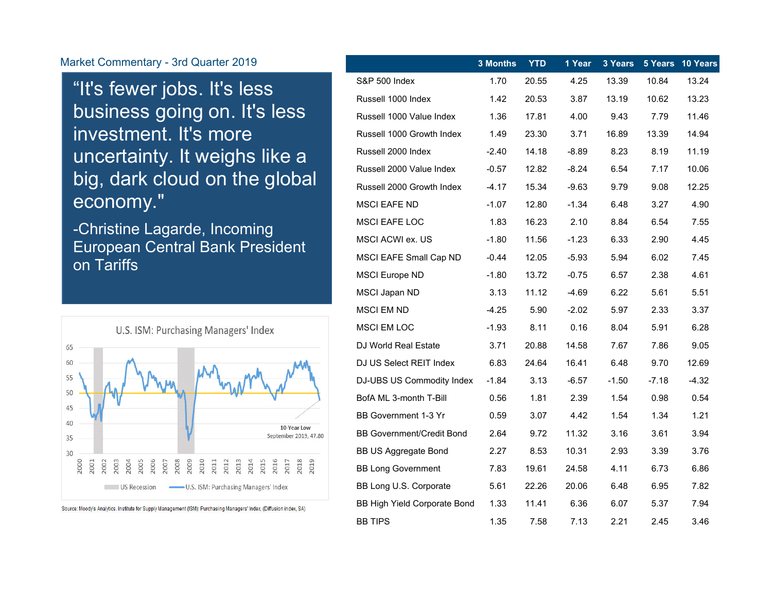## Market Commentary - 3rd Quarter 2019

> "It's fewer jobs. It's less business going on. It's less investment. It's more uncertainty. It weighs like a big, dark cloud on the global economy."
>
> -Christine Lagarde, Incoming European Central Bank President on Tariffs

**U.S. ISM: Purchasing Managers' Index**

10-Year Low
September 2019, 47.80

US Recession — U.S. ISM: Purchasing Managers' Index

Source: Moody's Analytics. Institute for Supply Management (ISM): Purchasing Managers' Index, (Diffusion index, SA)

| | 3 Months | YTD | 1 Year | 3 Years | 5 Years | 10 Years |
|---|---|---|---|---|---|---|
| S&P 500 Index | 1.70 | 20.55 | 4.25 | 13.39 | 10.84 | 13.24 |
| Russell 1000 Index | 1.42 | 20.53 | 3.87 | 13.19 | 10.62 | 13.23 |
| Russell 1000 Value Index | 1.36 | 17.81 | 4.00 | 9.43 | 7.79 | 11.46 |
| Russell 1000 Growth Index | 1.49 | 23.30 | 3.71 | 16.89 | 13.39 | 14.94 |
| Russell 2000 Index | -2.40 | 14.18 | -8.89 | 8.23 | 8.19 | 11.19 |
| Russell 2000 Value Index | -0.57 | 12.82 | -8.24 | 6.54 | 7.17 | 10.06 |
| Russell 2000 Growth Index | -4.17 | 15.34 | -9.63 | 9.79 | 9.08 | 12.25 |
| MSCI EAFE ND | -1.07 | 12.80 | -1.34 | 6.48 | 3.27 | 4.90 |
| MSCI EAFE LOC | 1.83 | 16.23 | 2.10 | 8.84 | 6.54 | 7.55 |
| MSCI ACWI ex. US | -1.80 | 11.56 | -1.23 | 6.33 | 2.90 | 4.45 |
| MSCI EAFE Small Cap ND | -0.44 | 12.05 | -5.93 | 5.94 | 6.02 | 7.45 |
| MSCI Europe ND | -1.80 | 13.72 | -0.75 | 6.57 | 2.38 | 4.61 |
| MSCI Japan ND | 3.13 | 11.12 | -4.69 | 6.22 | 5.61 | 5.51 |
| MSCI EM ND | -4.25 | 5.90 | -2.02 | 5.97 | 2.33 | 3.37 |
| MSCI EM LOC | -1.93 | 8.11 | 0.16 | 8.04 | 5.91 | 6.28 |
| DJ World Real Estate | 3.71 | 20.88 | 14.58 | 7.67 | 7.86 | 9.05 |
| DJ US Select REIT Index | 6.83 | 24.64 | 16.41 | 6.48 | 9.70 | 12.69 |
| DJ-UBS US Commodity Index | -1.84 | 3.13 | -6.57 | -1.50 | -7.18 | -4.32 |
| BofA ML 3-month T-Bill | 0.56 | 1.81 | 2.39 | 1.54 | 0.98 | 0.54 |
| BB Government 1-3 Yr | 0.59 | 3.07 | 4.42 | 1.54 | 1.34 | 1.21 |
| BB Government/Credit Bond | 2.64 | 9.72 | 11.32 | 3.16 | 3.61 | 3.94 |
| BB US Aggregate Bond | 2.27 | 8.53 | 10.31 | 2.93 | 3.39 | 3.76 |
| BB Long Government | 7.83 | 19.61 | 24.58 | 4.11 | 6.73 | 6.86 |
| BB Long U.S. Corporate | 5.61 | 22.26 | 20.06 | 6.48 | 6.95 | 7.82 |
| BB High Yield Corporate Bond | 1.33 | 11.41 | 6.36 | 6.07 | 5.37 | 7.94 |
| BB TIPS | 1.35 | 7.58 | 7.13 | 2.21 | 2.45 | 3.46 |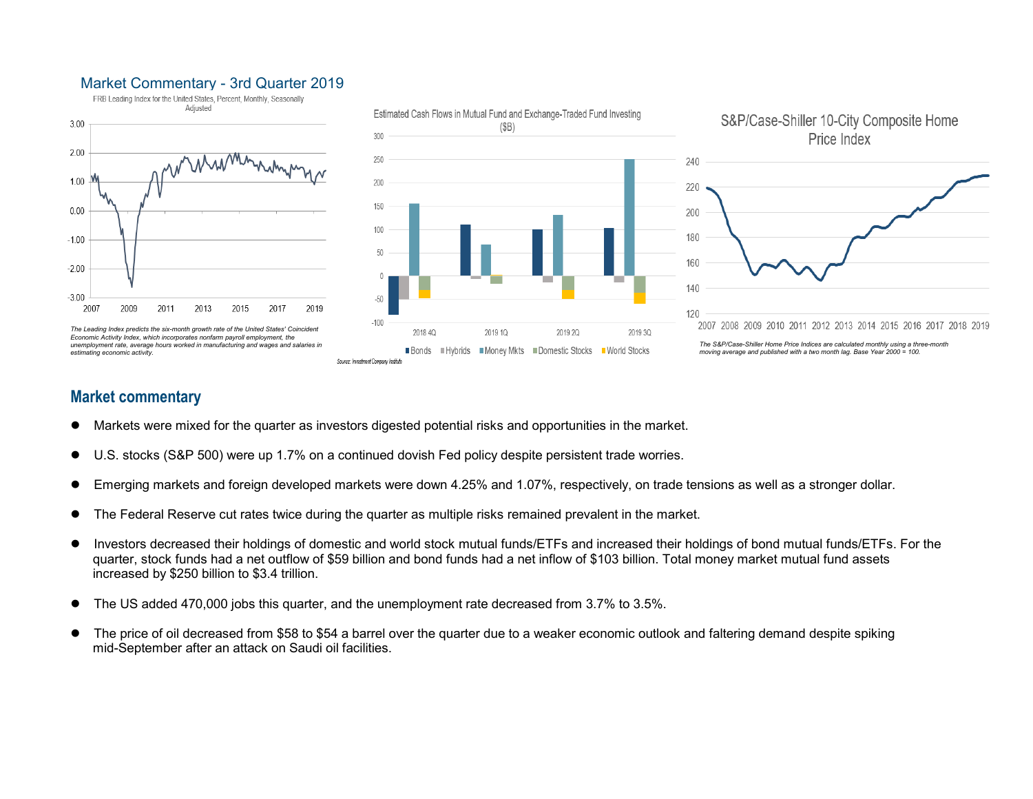## Market Commentary - 3rd Quarter 2019

FRB Leading Index for the United States, Percent, Monthly, Seasonally Adjusted

*The Leading Index predicts the six-month growth rate of the United States' Coincident Economic Activity Index, which incorporates nonfarm payroll employment, the unemployment rate, average hours worked in manufacturing and wages and salaries in estimating economic activity.*

Estimated Cash Flows in Mutual Fund and Exchange-Traded Fund Investing ($B)

Source: Investment Company Institute

S&P/Case-Shiller 10-City Composite Home Price Index

*The S&P/Case-Shiller Home Price Indices are calculated monthly using a three-month moving average and published with a two month lag. Base Year 2000 = 100.*

## Market commentary

- Markets were mixed for the quarter as investors digested potential risks and opportunities in the market.
- U.S. stocks (S&P 500) were up 1.7% on a continued dovish Fed policy despite persistent trade worries.
- Emerging markets and foreign developed markets were down 4.25% and 1.07%, respectively, on trade tensions as well as a stronger dollar.
- The Federal Reserve cut rates twice during the quarter as multiple risks remained prevalent in the market.
- Investors decreased their holdings of domestic and world stock mutual funds/ETFs and increased their holdings of bond mutual funds/ETFs. For the quarter, stock funds had a net outflow of $59 billion and bond funds had a net inflow of $103 billion. Total money market mutual fund assets increased by $250 billion to $3.4 trillion.
- The US added 470,000 jobs this quarter, and the unemployment rate decreased from 3.7% to 3.5%.
- The price of oil decreased from $58 to $54 a barrel over the quarter due to a weaker economic outlook and faltering demand despite spiking mid-September after an attack on Saudi oil facilities.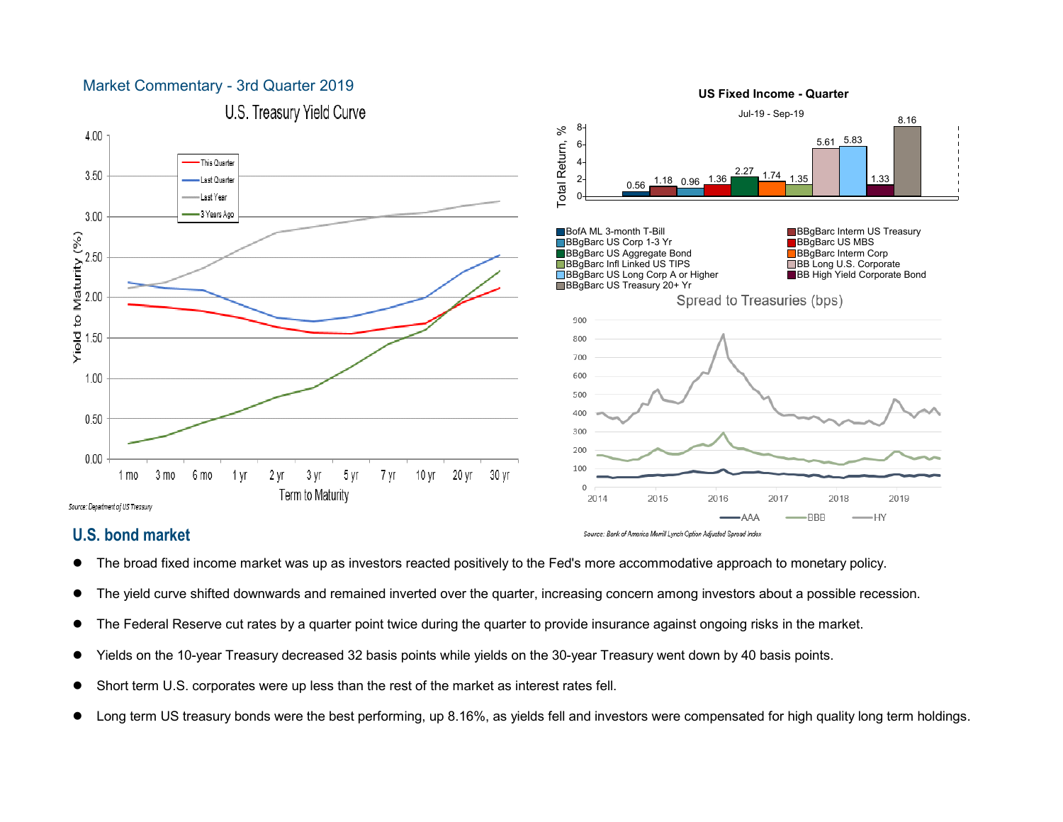## Market Commentary - 3rd Quarter 2019

U.S. Treasury Yield Curve

Source: Department of US Treasury

US Fixed Income - Quarter

Jul-19 - Sep-19

| Index | Total Return, % |
| --- | --- |
| BofA ML 3-month T-Bill | 0.56 |
| BBgBarc Interm US Treasury | 1.18 |
| BBgBarc US Corp 1-3 Yr | 0.96 |
| BBgBarc US MBS | 1.36 |
| BBgBarc US Aggregate Bond | 2.27 |
| BBgBarc Interm Corp | 1.74 |
| BBgBarc Infl Linked US TIPS | 1.35 |
| BB Long U.S. Corporate | 5.61 |
| BBgBarc US Long Corp A or Higher | 5.83 |
| BB High Yield Corporate Bond | 1.33 |
| BBgBarc US Treasury 20+ Yr | 8.16 |

Spread to Treasuries (bps)

Source: Bank of America Merrill Lynch Option Adjusted Spread Index

## U.S. bond market

- The broad fixed income market was up as investors reacted positively to the Fed's more accommodative approach to monetary policy.
- The yield curve shifted downwards and remained inverted over the quarter, increasing concern among investors about a possible recession.
- The Federal Reserve cut rates by a quarter point twice during the quarter to provide insurance against ongoing risks in the market.
- Yields on the 10-year Treasury decreased 32 basis points while yields on the 30-year Treasury went down by 40 basis points.
- Short term U.S. corporates were up less than the rest of the market as interest rates fell.
- Long term US treasury bonds were the best performing, up 8.16%, as yields fell and investors were compensated for high quality long term holdings.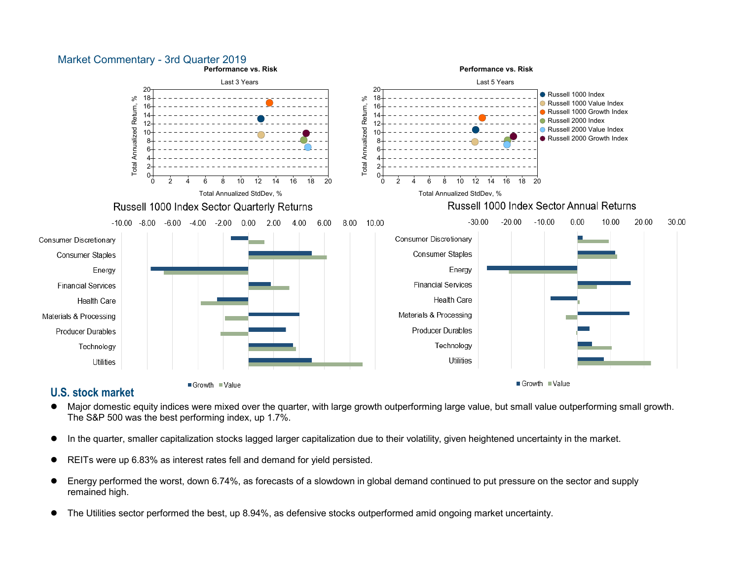# Market Commentary - 3rd Quarter 2019

**Performance vs. Risk**

Last 3 Years

Total Annualized Return, % vs. Total Annualized StdDev, %

**Performance vs. Risk**

Last 5 Years

Total Annualized Return, % vs. Total Annualized StdDev, %

- Russell 1000 Index
- Russell 1000 Value Index
- Russell 1000 Growth Index
- Russell 2000 Index
- Russell 2000 Value Index
- Russell 2000 Growth Index

**Russell 1000 Index Sector Quarterly Returns**

**Russell 1000 Index Sector Annual Returns**

Sectors: Consumer Discretionary, Consumer Staples, Energy, Financial Services, Health Care, Materials & Processing, Producer Durables, Technology, Utilities

Growth / Value

## U.S. stock market

- Major domestic equity indices were mixed over the quarter, with large growth outperforming large value, but small value outperforming small growth. The S&P 500 was the best performing index, up 1.7%.
- In the quarter, smaller capitalization stocks lagged larger capitalization due to their volatility, given heightened uncertainty in the market.
- REITs were up 6.83% as interest rates fell and demand for yield persisted.
- Energy performed the worst, down 6.74%, as forecasts of a slowdown in global demand continued to put pressure on the sector and supply remained high.
- The Utilities sector performed the best, up 8.94%, as defensive stocks outperformed amid ongoing market uncertainty.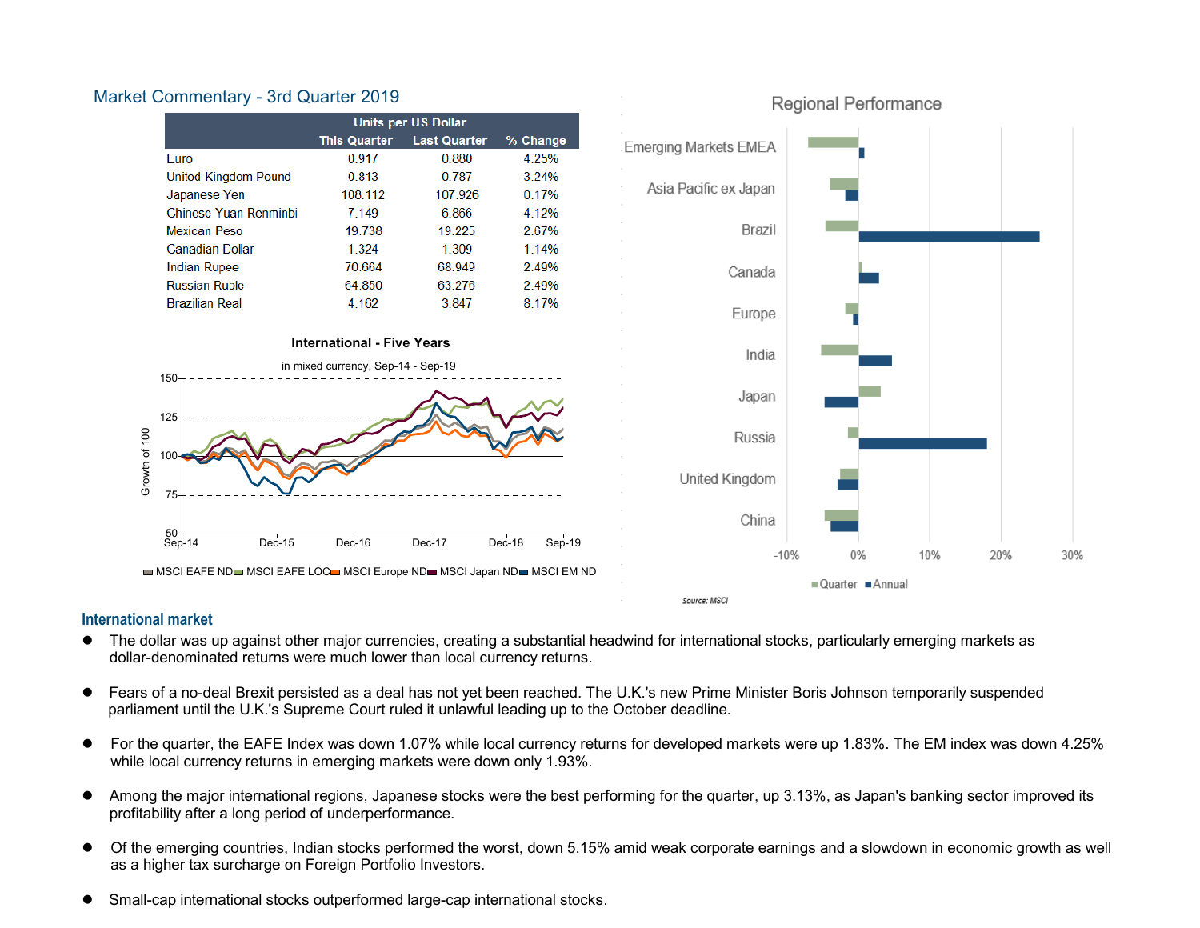## Market Commentary - 3rd Quarter 2019

| | Units per US Dollar | | |
|---|---|---|---|
| | This Quarter | Last Quarter | % Change |
| Euro | 0.917 | 0.880 | 4.25% |
| United Kingdom Pound | 0.813 | 0.787 | 3.24% |
| Japanese Yen | 108.112 | 107.926 | 0.17% |
| Chinese Yuan Renminbi | 7.149 | 6.866 | 4.12% |
| Mexican Peso | 19.738 | 19.225 | 2.67% |
| Canadian Dollar | 1.324 | 1.309 | 1.14% |
| Indian Rupee | 70.664 | 68.949 | 2.49% |
| Russian Ruble | 64.850 | 63.276 | 2.49% |
| Brazilian Real | 4.162 | 3.847 | 8.17% |

**International - Five Years**

in mixed currency, Sep-14 - Sep-19

MSCI EAFE ND, MSCI EAFE LOC, MSCI Europe ND, MSCI Japan ND, MSCI EM ND

**Regional Performance**

Quarter, Annual

Source: MSCI

## International market

- The dollar was up against other major currencies, creating a substantial headwind for international stocks, particularly emerging markets as dollar-denominated returns were much lower than local currency returns.
- Fears of a no-deal Brexit persisted as a deal has not yet been reached. The U.K.'s new Prime Minister Boris Johnson temporarily suspended parliament until the U.K.'s Supreme Court ruled it unlawful leading up to the October deadline.
- For the quarter, the EAFE Index was down 1.07% while local currency returns for developed markets were up 1.83%. The EM index was down 4.25% while local currency returns in emerging markets were down only 1.93%.
- Among the major international regions, Japanese stocks were the best performing for the quarter, up 3.13%, as Japan's banking sector improved its profitability after a long period of underperformance.
- Of the emerging countries, Indian stocks performed the worst, down 5.15% amid weak corporate earnings and a slowdown in economic growth as well as a higher tax surcharge on Foreign Portfolio Investors.
- Small-cap international stocks outperformed large-cap international stocks.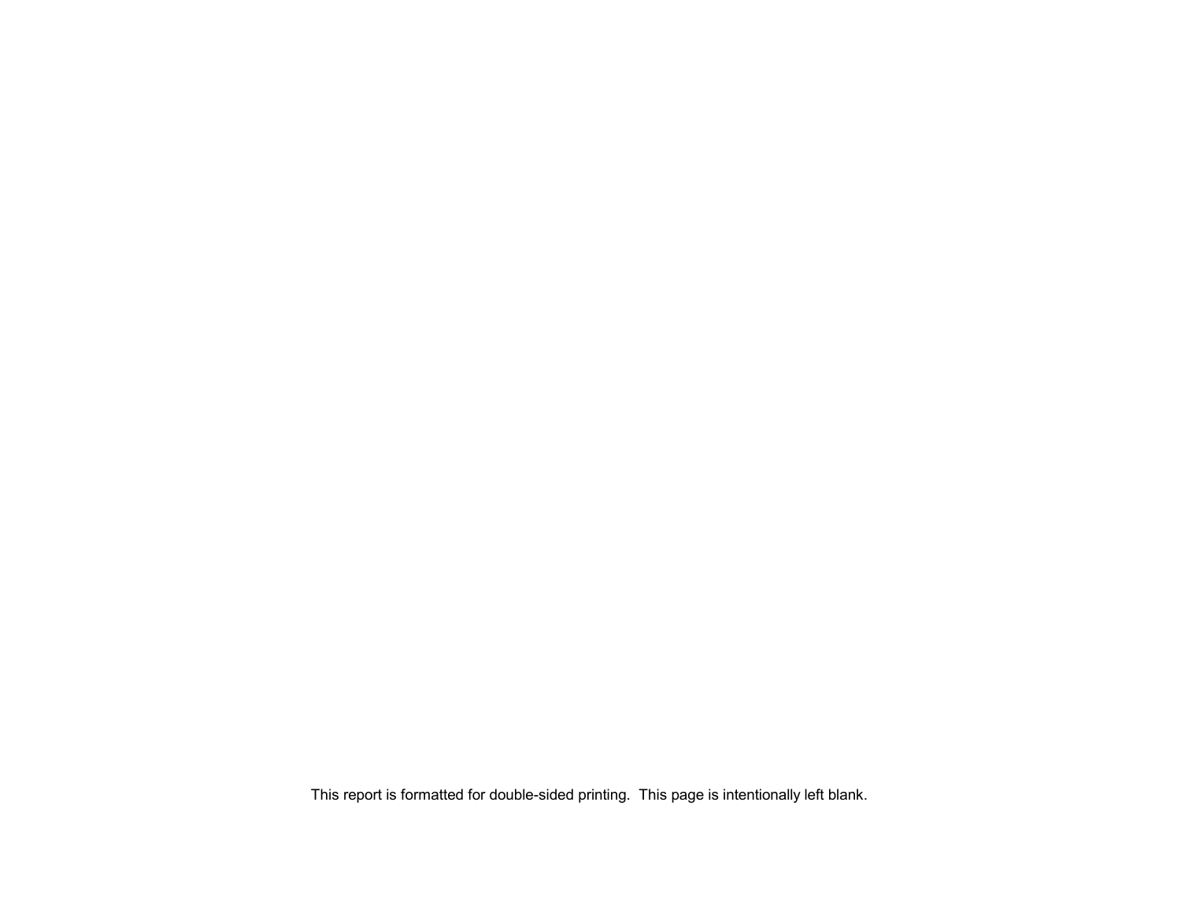This report is formatted for double-sided printing. This page is intentionally left blank.